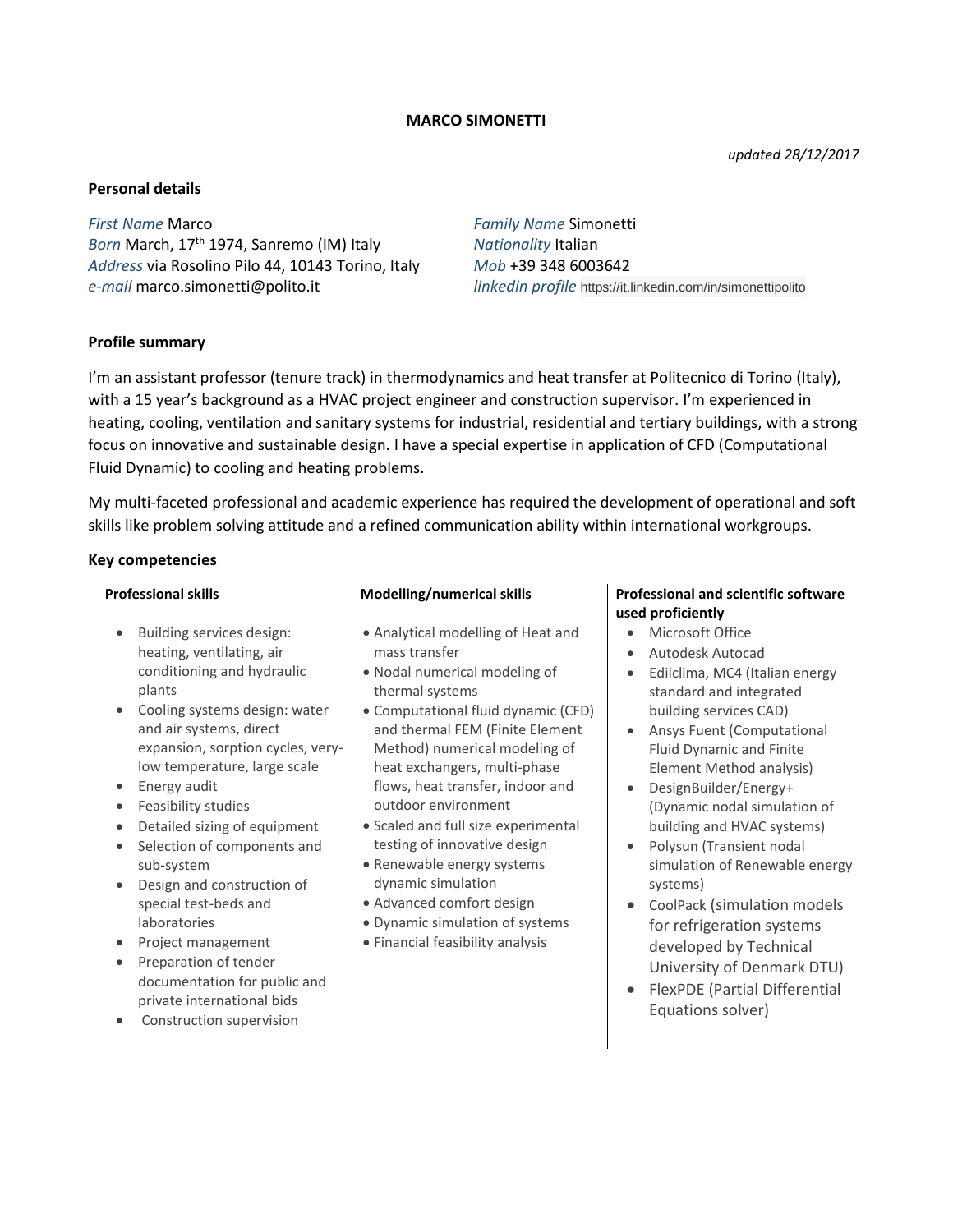# MARCO SIMONETTI

*updated 28/12/2017*

## Personal details

*First Name* Marco
*Born* March, 17th 1974, Sanremo (IM) Italy
*Address* via Rosolino Pilo 44, 10143 Torino, Italy
*e-mail* marco.simonetti@polito.it

*Family Name* Simonetti
*Nationality* Italian
*Mob* +39 348 6003642
*linkedin profile* https://it.linkedin.com/in/simonettipolito

## Profile summary

I'm an assistant professor (tenure track) in thermodynamics and heat transfer at Politecnico di Torino (Italy), with a 15 year's background as a HVAC project engineer and construction supervisor. I'm experienced in heating, cooling, ventilation and sanitary systems for industrial, residential and tertiary buildings, with a strong focus on innovative and sustainable design. I have a special expertise in application of CFD (Computational Fluid Dynamic) to cooling and heating problems.

My multi-faceted professional and academic experience has required the development of operational and soft skills like problem solving attitude and a refined communication ability within international workgroups.

## Key competencies

### Professional skills

- Building services design: heating, ventilating, air conditioning and hydraulic plants
- Cooling systems design: water and air systems, direct expansion, sorption cycles, very-low temperature, large scale
- Energy audit
- Feasibility studies
- Detailed sizing of equipment
- Selection of components and sub-system
- Design and construction of special test-beds and laboratories
- Project management
- Preparation of tender documentation for public and private international bids
- Construction supervision

### Modelling/numerical skills

- Analytical modelling of Heat and mass transfer
- Nodal numerical modeling of thermal systems
- Computational fluid dynamic (CFD) and thermal FEM (Finite Element Method) numerical modeling of heat exchangers, multi-phase flows, heat transfer, indoor and outdoor environment
- Scaled and full size experimental testing of innovative design
- Renewable energy systems dynamic simulation
- Advanced comfort design
- Dynamic simulation of systems
- Financial feasibility analysis

### Professional and scientific software used proficiently

- Microsoft Office
- Autodesk Autocad
- Edilclima, MC4 (Italian energy standard and integrated building services CAD)
- Ansys Fuent (Computational Fluid Dynamic and Finite Element Method analysis)
- DesignBuilder/Energy+ (Dynamic nodal simulation of building and HVAC systems)
- Polysun (Transient nodal simulation of Renewable energy systems)
- CoolPack (simulation models for refrigeration systems developed by Technical University of Denmark DTU)
- FlexPDE (Partial Differential Equations solver)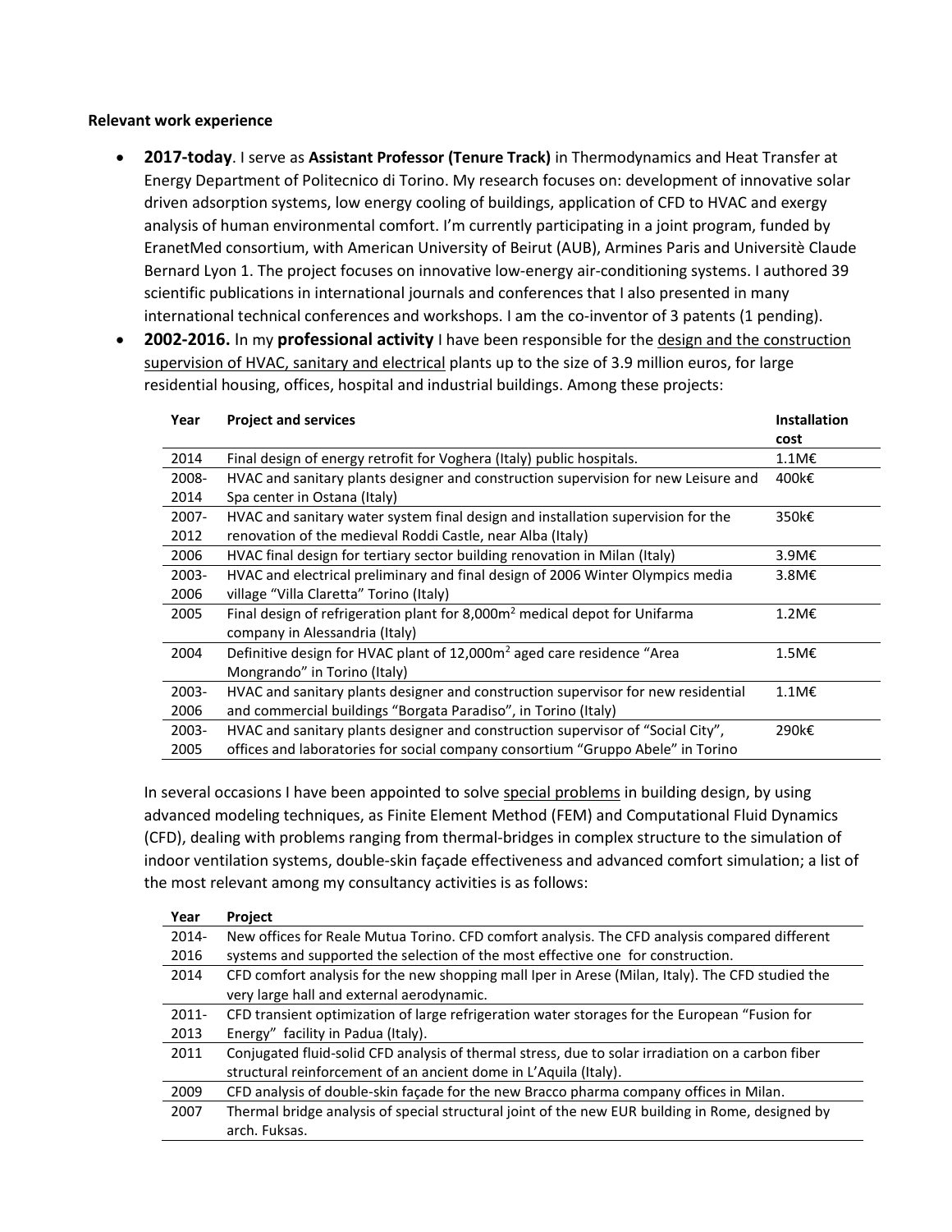**Relevant work experience**

- **2017-today**. I serve as **Assistant Professor (Tenure Track)** in Thermodynamics and Heat Transfer at Energy Department of Politecnico di Torino. My research focuses on: development of innovative solar driven adsorption systems, low energy cooling of buildings, application of CFD to HVAC and exergy analysis of human environmental comfort. I'm currently participating in a joint program, funded by EranetMed consortium, with American University of Beirut (AUB), Armines Paris and Universitè Claude Bernard Lyon 1. The project focuses on innovative low-energy air-conditioning systems. I authored 39 scientific publications in international journals and conferences that I also presented in many international technical conferences and workshops. I am the co-inventor of 3 patents (1 pending).
- **2002-2016.** In my **professional activity** I have been responsible for the design and the construction supervision of HVAC, sanitary and electrical plants up to the size of 3.9 million euros, for large residential housing, offices, hospital and industrial buildings. Among these projects:

| Year | Project and services | Installation cost |
|---|---|---|
| 2014 | Final design of energy retrofit for Voghera (Italy) public hospitals. | 1.1M€ |
| 2008-2014 | HVAC and sanitary plants designer and construction supervision for new Leisure and Spa center in Ostana (Italy) | 400k€ |
| 2007-2012 | HVAC and sanitary water system final design and installation supervision for the renovation of the medieval Roddi Castle, near Alba (Italy) | 350k€ |
| 2006 | HVAC final design for tertiary sector building renovation in Milan (Italy) | 3.9M€ |
| 2003-2006 | HVAC and electrical preliminary and final design of 2006 Winter Olympics media village "Villa Claretta" Torino (Italy) | 3.8M€ |
| 2005 | Final design of refrigeration plant for 8,000m$^2$ medical depot for Unifarma company in Alessandria (Italy) | 1.2M€ |
| 2004 | Definitive design for HVAC plant of 12,000m$^2$ aged care residence "Area Mongrando" in Torino (Italy) | 1.5M€ |
| 2003-2006 | HVAC and sanitary plants designer and construction supervisor for new residential and commercial buildings "Borgata Paradiso", in Torino (Italy) | 1.1M€ |
| 2003-2005 | HVAC and sanitary plants designer and construction supervisor of "Social City", offices and laboratories for social company consortium "Gruppo Abele" in Torino | 290k€ |

In several occasions I have been appointed to solve special problems in building design, by using advanced modeling techniques, as Finite Element Method (FEM) and Computational Fluid Dynamics (CFD), dealing with problems ranging from thermal-bridges in complex structure to the simulation of indoor ventilation systems, double-skin façade effectiveness and advanced comfort simulation; a list of the most relevant among my consultancy activities is as follows:

| Year | Project |
|---|---|
| 2014-2016 | New offices for Reale Mutua Torino. CFD comfort analysis. The CFD analysis compared different systems and supported the selection of the most effective one for construction. |
| 2014 | CFD comfort analysis for the new shopping mall Iper in Arese (Milan, Italy). The CFD studied the very large hall and external aerodynamic. |
| 2011-2013 | CFD transient optimization of large refrigeration water storages for the European "Fusion for Energy" facility in Padua (Italy). |
| 2011 | Conjugated fluid-solid CFD analysis of thermal stress, due to solar irradiation on a carbon fiber structural reinforcement of an ancient dome in L'Aquila (Italy). |
| 2009 | CFD analysis of double-skin façade for the new Bracco pharma company offices in Milan. |
| 2007 | Thermal bridge analysis of special structural joint of the new EUR building in Rome, designed by arch. Fuksas. |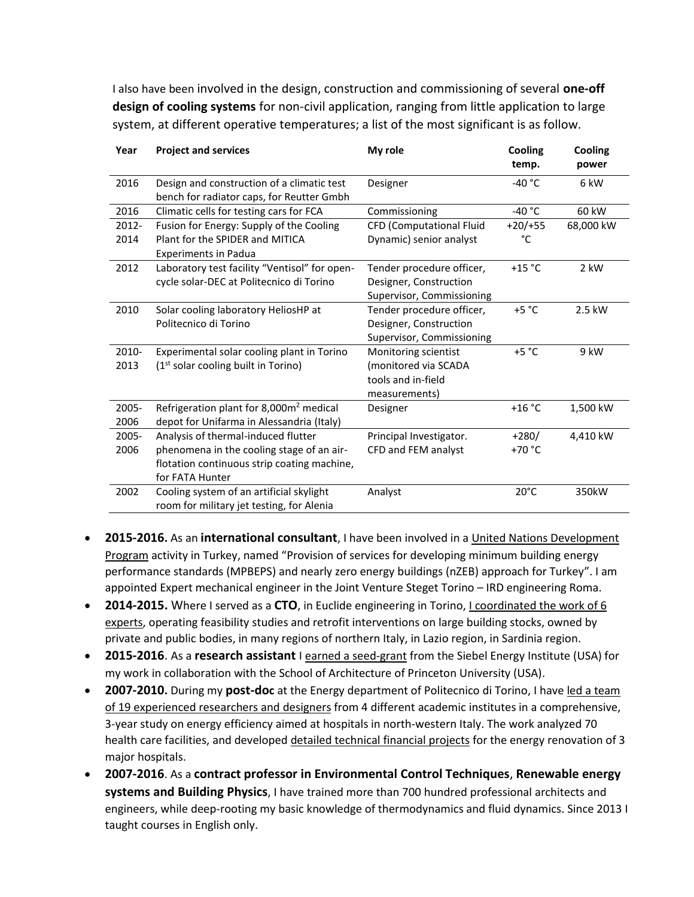I also have been involved in the design, construction and commissioning of several **one-off design of cooling systems** for non-civil application, ranging from little application to large system, at different operative temperatures; a list of the most significant is as follow.

| Year | Project and services | My role | Cooling temp. | Cooling power |
|---|---|---|---|---|
| 2016 | Design and construction of a climatic test bench for radiator caps, for Reutter Gmbh | Designer | -40 °C | 6 kW |
| 2016 | Climatic cells for testing cars for FCA | Commissioning | -40 °C | 60 kW |
| 2012-2014 | Fusion for Energy: Supply of the Cooling Plant for the SPIDER and MITICA Experiments in Padua | CFD (Computational Fluid Dynamic) senior analyst | +20/+55 °C | 68,000 kW |
| 2012 | Laboratory test facility "Ventisol" for open-cycle solar-DEC at Politecnico di Torino | Tender procedure officer, Designer, Construction Supervisor, Commissioning | +15 °C | 2 kW |
| 2010 | Solar cooling laboratory HeliosHP at Politecnico di Torino | Tender procedure officer, Designer, Construction Supervisor, Commissioning | +5 °C | 2.5 kW |
| 2010-2013 | Experimental solar cooling plant in Torino (1st solar cooling built in Torino) | Monitoring scientist (monitored via SCADA tools and in-field measurements) | +5 °C | 9 kW |
| 2005-2006 | Refrigeration plant for 8,000m$^2$ medical depot for Unifarma in Alessandria (Italy) | Designer | +16 °C | 1,500 kW |
| 2005-2006 | Analysis of thermal-induced flutter phenomena in the cooling stage of an air-flotation continuous strip coating machine, for FATA Hunter | Principal Investigator. CFD and FEM analyst | +280/ +70 °C | 4,410 kW |
| 2002 | Cooling system of an artificial skylight room for military jet testing, for Alenia | Analyst | 20°C | 350kW |

- **2015-2016.** As an **international consultant**, I have been involved in a United Nations Development Program activity in Turkey, named "Provision of services for developing minimum building energy performance standards (MPBEPS) and nearly zero energy buildings (nZEB) approach for Turkey". I am appointed Expert mechanical engineer in the Joint Venture Steget Torino – IRD engineering Roma.
- **2014-2015.** Where I served as a **CTO**, in Euclide engineering in Torino, I coordinated the work of 6 experts, operating feasibility studies and retrofit interventions on large building stocks, owned by private and public bodies, in many regions of northern Italy, in Lazio region, in Sardinia region.
- **2015-2016**. As a **research assistant** I earned a seed-grant from the Siebel Energy Institute (USA) for my work in collaboration with the School of Architecture of Princeton University (USA).
- **2007-2010.** During my **post-doc** at the Energy department of Politecnico di Torino, I have led a team of 19 experienced researchers and designers from 4 different academic institutes in a comprehensive, 3-year study on energy efficiency aimed at hospitals in north-western Italy. The work analyzed 70 health care facilities, and developed detailed technical financial projects for the energy renovation of 3 major hospitals.
- **2007-2016**. As a **contract professor in Environmental Control Techniques**, **Renewable energy systems and Building Physics**, I have trained more than 700 hundred professional architects and engineers, while deep-rooting my basic knowledge of thermodynamics and fluid dynamics. Since 2013 I taught courses in English only.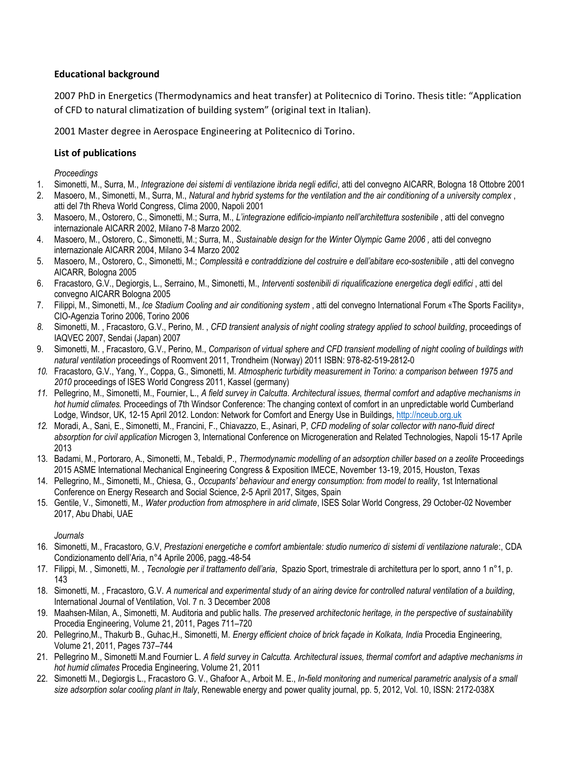### Educational background

2007 PhD in Energetics (Thermodynamics and heat transfer) at Politecnico di Torino. Thesis title: "Application of CFD to natural climatization of building system" (original text in Italian).

2001 Master degree in Aerospace Engineering at Politecnico di Torino.

### List of publications

*Proceedings*

1. Simonetti, M., Surra, M., *Integrazione dei sistemi di ventilazione ibrida negli edifici*, atti del convegno AICARR, Bologna 18 Ottobre 2001
2. Masoero, M., Simonetti, M., Surra, M., *Natural and hybrid systems for the ventilation and the air conditioning of a university complex* , atti del 7th Rheva World Congress, Clima 2000, Napoli 2001
3. Masoero, M., Ostorero, C., Simonetti, M.; Surra, M., *L'integrazione edificio-impianto nell'architettura sostenibile* , atti del convegno internazionale AICARR 2002, Milano 7-8 Marzo 2002.
4. Masoero, M., Ostorero, C., Simonetti, M.; Surra, M., *Sustainable design for the Winter Olympic Game 2006 ,* atti del convegno internazionale AICARR 2004, Milano 3-4 Marzo 2002
5. Masoero, M., Ostorero, C., Simonetti, M.; *Complessità e contraddizione del costruire e dell'abitare eco-sostenibile* , atti del convegno AICARR, Bologna 2005
6. Fracastoro, G.V., Degiorgis, L., Serraino, M., Simonetti, M., *Interventi sostenibili di riqualificazione energetica degli edifici* , atti del convegno AICARR Bologna 2005
7. Filippi, M., Simonetti, M., *Ice Stadium Cooling and air conditioning system* , atti del convegno International Forum «The Sports Facility», CIO-Agenzia Torino 2006, Torino 2006
8. Simonetti, M. , Fracastoro, G.V., Perino, M. , *CFD transient analysis of night cooling strategy applied to school building*, proceedings of IAQVEC 2007, Sendai (Japan) 2007
9. Simonetti, M. , Fracastoro, G.V., Perino, M., *Comparison of virtual sphere and CFD transient modelling of night cooling of buildings with natural ventilation* proceedings of Roomvent 2011, Trondheim (Norway) 2011 ISBN: 978-82-519-2812-0
10. Fracastoro, G.V., Yang, Y., Coppa, G., Simonetti, M. *Atmospheric turbidity measurement in Torino: a comparison between 1975 and 2010* proceedings of ISES World Congress 2011, Kassel (germany)
11. Pellegrino, M., Simonetti, M., Fournier, L., *A field survey in Calcutta. Architectural issues, thermal comfort and adaptive mechanisms in hot humid climates.* Proceedings of 7th Windsor Conference: The changing context of comfort in an unpredictable world Cumberland Lodge, Windsor, UK, 12-15 April 2012. London: Network for Comfort and Energy Use in Buildings, http://nceub.org.uk
12. Moradi, A., Sani, E., Simonetti, M., Francini, F., Chiavazzo, E., Asinari, P, *CFD modeling of solar collector with nano-fluid direct absorption for civil application* Microgen 3, International Conference on Microgeneration and Related Technologies, Napoli 15-17 Aprile 2013
13. Badami, M., Portoraro, A., Simonetti, M., Tebaldi, P., *Thermodynamic modelling of an adsorption chiller based on a zeolite* Proceedings 2015 ASME International Mechanical Engineering Congress & Exposition IMECE, November 13-19, 2015, Houston, Texas
14. Pellegrino, M., Simonetti, M., Chiesa, G., *Occupants' behaviour and energy consumption: from model to reality*, 1st International Conference on Energy Research and Social Science, 2-5 April 2017, Sitges, Spain
15. Gentile, V., Simonetti, M., *Water production from atmosphere in arid climate*, ISES Solar World Congress, 29 October-02 November 2017, Abu Dhabi, UAE

*Journals*

16. Simonetti, M., Fracastoro, G.V, *Prestazioni energetiche e comfort ambientale: studio numerico di sistemi di ventilazione naturale*:, CDA Condizionamento dell'Aria, n°4 Aprile 2006, pagg.-48-54
17. Filippi, M. , Simonetti, M. , *Tecnologie per il trattamento dell'aria*, Spazio Sport, trimestrale di architettura per lo sport, anno 1 n°1, p. 143
18. Simonetti, M. , Fracastoro, G.V. *A numerical and experimental study of an airing device for controlled natural ventilation of a building*, International Journal of Ventilation, Vol. 7 n. 3 December 2008
19. Maahsen-Milan, A., Simonetti, M. Auditoria and public halls. *The preserved architectonic heritage, in the perspective of sustainability* Procedia Engineering, Volume 21, 2011, Pages 711–720
20. Pellegrino,M., Thakurb B., Guhac,H., Simonetti, M. *Energy efficient choice of brick façade in Kolkata, India* Procedia Engineering, Volume 21, 2011, Pages 737–744
21. Pellegrino M., Simonetti M.and Fournier L. *A field survey in Calcutta. Architectural issues, thermal comfort and adaptive mechanisms in hot humid climates* Procedia Engineering, Volume 21, 2011
22. Simonetti M., Degiorgis L., Fracastoro G. V., Ghafoor A., Arboit M. E., *In-field monitoring and numerical parametric analysis of a small size adsorption solar cooling plant in Italy*, Renewable energy and power quality journal, pp. 5, 2012, Vol. 10, ISSN: 2172-038X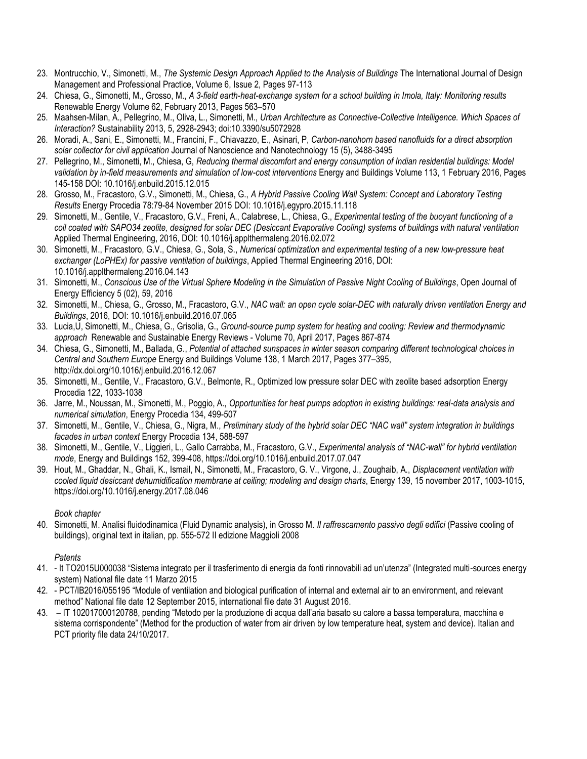23. Montrucchio, V., Simonetti, M., *The Systemic Design Approach Applied to the Analysis of Buildings* The International Journal of Design Management and Professional Practice, Volume 6, Issue 2, Pages 97-113
24. Chiesa, G., Simonetti, M., Grosso, M., *A 3-field earth-heat-exchange system for a school building in Imola, Italy: Monitoring results* Renewable Energy Volume 62, February 2013, Pages 563–570
25. Maahsen-Milan, A., Pellegrino, M., Oliva, L., Simonetti, M., *Urban Architecture as Connective-Collective Intelligence. Which Spaces of Interaction?* Sustainability 2013, 5, 2928-2943; doi:10.3390/su5072928
26. Moradi, A., Sani, E., Simonetti, M., Francini, F., Chiavazzo, E., Asinari, P, *Carbon-nanohorn based nanofluids for a direct absorption solar collector for civil application* Journal of Nanoscience and Nanotechnology 15 (5), 3488-3495
27. Pellegrino, M., Simonetti, M., Chiesa, G, *Reducing thermal discomfort and energy consumption of Indian residential buildings: Model validation by in-field measurements and simulation of low-cost interventions* Energy and Buildings Volume 113, 1 February 2016, Pages 145-158 DOI: 10.1016/j.enbuild.2015.12.015
28. Grosso, M., Fracastoro, G.V., Simonetti, M., Chiesa, G., *A Hybrid Passive Cooling Wall System: Concept and Laboratory Testing Results* Energy Procedia 78:79-84 November 2015 DOI: 10.1016/j.egypro.2015.11.118
29. Simonetti, M., Gentile, V., Fracastoro, G.V., Freni, A., Calabrese, L., Chiesa, G., *Experimental testing of the buoyant functioning of a coil coated with SAPO34 zeolite, designed for solar DEC (Desiccant Evaporative Cooling) systems of buildings with natural ventilation* Applied Thermal Engineering, 2016, DOI: 10.1016/j.applthermaleng.2016.02.072
30. Simonetti, M., Fracastoro, G.V., Chiesa, G., Sola, S., *Numerical optimization and experimental testing of a new low-pressure heat exchanger (LoPHEx) for passive ventilation of buildings*, Applied Thermal Engineering 2016, DOI: 10.1016/j.applthermaleng.2016.04.143
31. Simonetti, M., *Conscious Use of the Virtual Sphere Modeling in the Simulation of Passive Night Cooling of Buildings*, Open Journal of Energy Efficiency 5 (02), 59, 2016
32. Simonetti, M., Chiesa, G., Grosso, M., Fracastoro, G.V., *NAC wall: an open cycle solar-DEC with naturally driven ventilation Energy and Buildings*, 2016, DOI: 10.1016/j.enbuild.2016.07.065
33. Lucia,U, Simonetti, M., Chiesa, G., Grisolia, G., *Ground-source pump system for heating and cooling: Review and thermodynamic approach* Renewable and Sustainable Energy Reviews - Volume 70, April 2017, Pages 867-874
34. Chiesa, G., Simonetti, M., Ballada, G., *Potential of attached sunspaces in winter season comparing different technological choices in Central and Southern Europe* Energy and Buildings Volume 138, 1 March 2017, Pages 377–395, http://dx.doi.org/10.1016/j.enbuild.2016.12.067
35. Simonetti, M., Gentile, V., Fracastoro, G.V., Belmonte, R., Optimized low pressure solar DEC with zeolite based adsorption Energy Procedia 122, 1033-1038
36. Jarre, M., Noussan, M., Simonetti, M., Poggio, A., *Opportunities for heat pumps adoption in existing buildings: real-data analysis and numerical simulation*, Energy Procedia 134, 499-507
37. Simonetti, M., Gentile, V., Chiesa, G., Nigra, M., *Preliminary study of the hybrid solar DEC "NAC wall" system integration in buildings facades in urban context* Energy Procedia 134, 588-597
38. Simonetti, M., Gentile, V., Liggieri, L., Gallo Carrabba, M., Fracastoro, G.V., *Experimental analysis of "NAC-wall" for hybrid ventilation mode*, Energy and Buildings 152, 399-408, https://doi.org/10.1016/j.enbuild.2017.07.047
39. Hout, M., Ghaddar, N., Ghali, K., Ismail, N., Simonetti, M., Fracastoro, G. V., Virgone, J., Zoughaib, A., *Displacement ventilation with cooled liquid desiccant dehumidification membrane at ceiling; modeling and design charts*, Energy 139, 15 november 2017, 1003-1015, https://doi.org/10.1016/j.energy.2017.08.046

*Book chapter*

40. Simonetti, M. Analisi fluidodinamica (Fluid Dynamic analysis), in Grosso M. *Il raffrescamento passivo degli edifici* (Passive cooling of buildings), original text in italian, pp. 555-572 II edizione Maggioli 2008

*Patents*

41. - It TO2015U000038 "Sistema integrato per il trasferimento di energia da fonti rinnovabili ad un'utenza" (Integrated multi-sources energy system) National file date 11 Marzo 2015
42. - PCT/IB2016/055195 "Module of ventilation and biological purification of internal and external air to an environment, and relevant method" National file date 12 September 2015, international file date 31 August 2016.
43. – IT 102017000120788, pending "Metodo per la produzione di acqua dall'aria basato su calore a bassa temperatura, macchina e sistema corrispondente" (Method for the production of water from air driven by low temperature heat, system and device). Italian and PCT priority file data 24/10/2017.